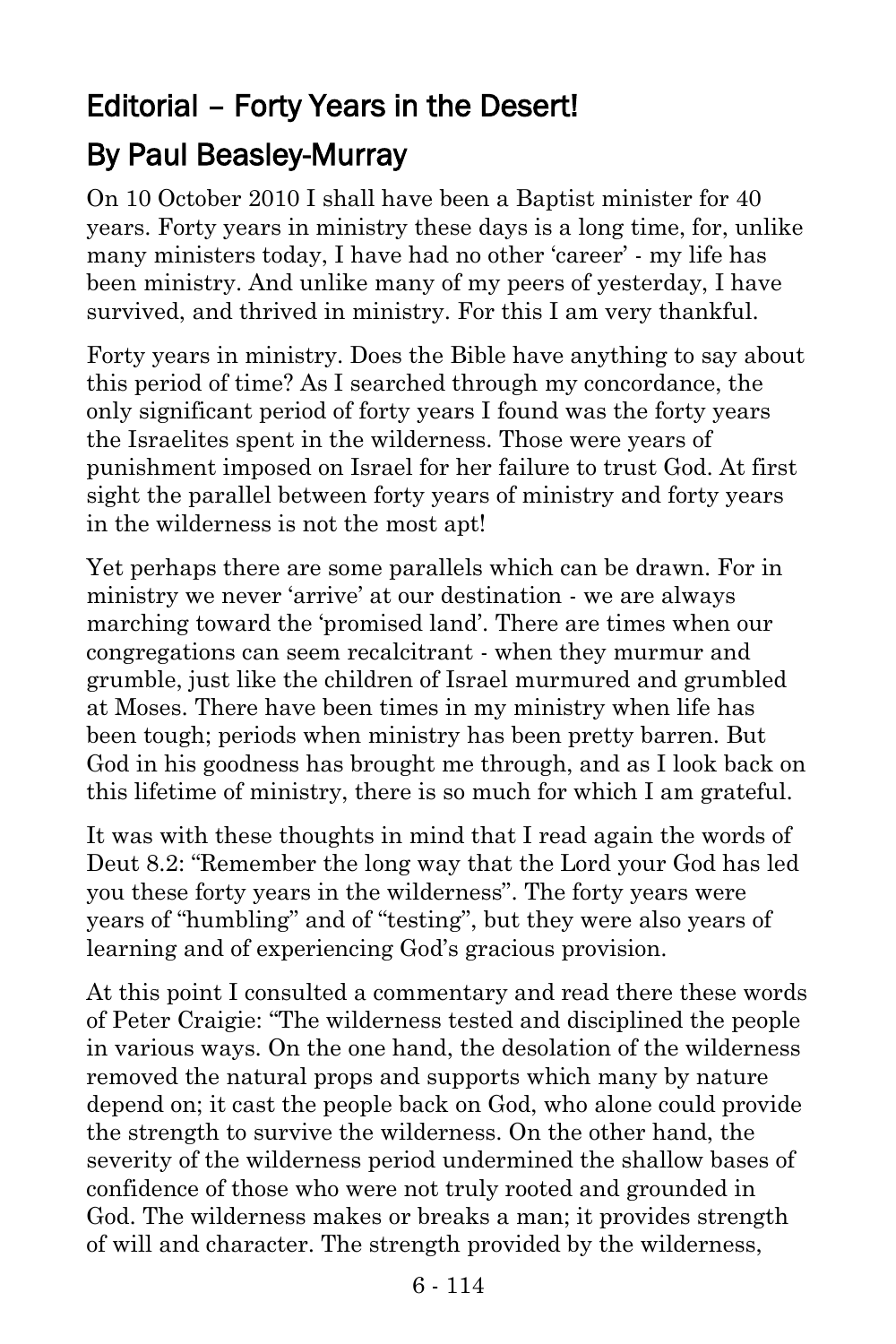# Editorial – Forty Years in the Desert!

## By Paul Beasley-Murray

On 10 October 2010 I shall have been a Baptist minister for 40 years. Forty years in ministry these days is a long time, for, unlike many ministers today, I have had no other 'career' - my life has been ministry. And unlike many of my peers of yesterday, I have survived, and thrived in ministry. For this I am very thankful.

Forty years in ministry. Does the Bible have anything to say about this period of time? As I searched through my concordance, the only significant period of forty years I found was the forty years the Israelites spent in the wilderness. Those were years of punishment imposed on Israel for her failure to trust God. At first sight the parallel between forty years of ministry and forty years in the wilderness is not the most apt!

Yet perhaps there are some parallels which can be drawn. For in ministry we never 'arrive' at our destination - we are always marching toward the 'promised land'. There are times when our congregations can seem recalcitrant - when they murmur and grumble, just like the children of Israel murmured and grumbled at Moses. There have been times in my ministry when life has been tough; periods when ministry has been pretty barren. But God in his goodness has brought me through, and as I look back on this lifetime of ministry, there is so much for which I am grateful.

It was with these thoughts in mind that I read again the words of Deut 8.2: "Remember the long way that the Lord your God has led you these forty years in the wilderness". The forty years were years of "humbling" and of "testing", but they were also years of learning and of experiencing God's gracious provision.

At this point I consulted a commentary and read there these words of Peter Craigie: "The wilderness tested and disciplined the people in various ways. On the one hand, the desolation of the wilderness removed the natural props and supports which many by nature depend on; it cast the people back on God, who alone could provide the strength to survive the wilderness. On the other hand, the severity of the wilderness period undermined the shallow bases of confidence of those who were not truly rooted and grounded in God. The wilderness makes or breaks a man; it provides strength of will and character. The strength provided by the wilderness,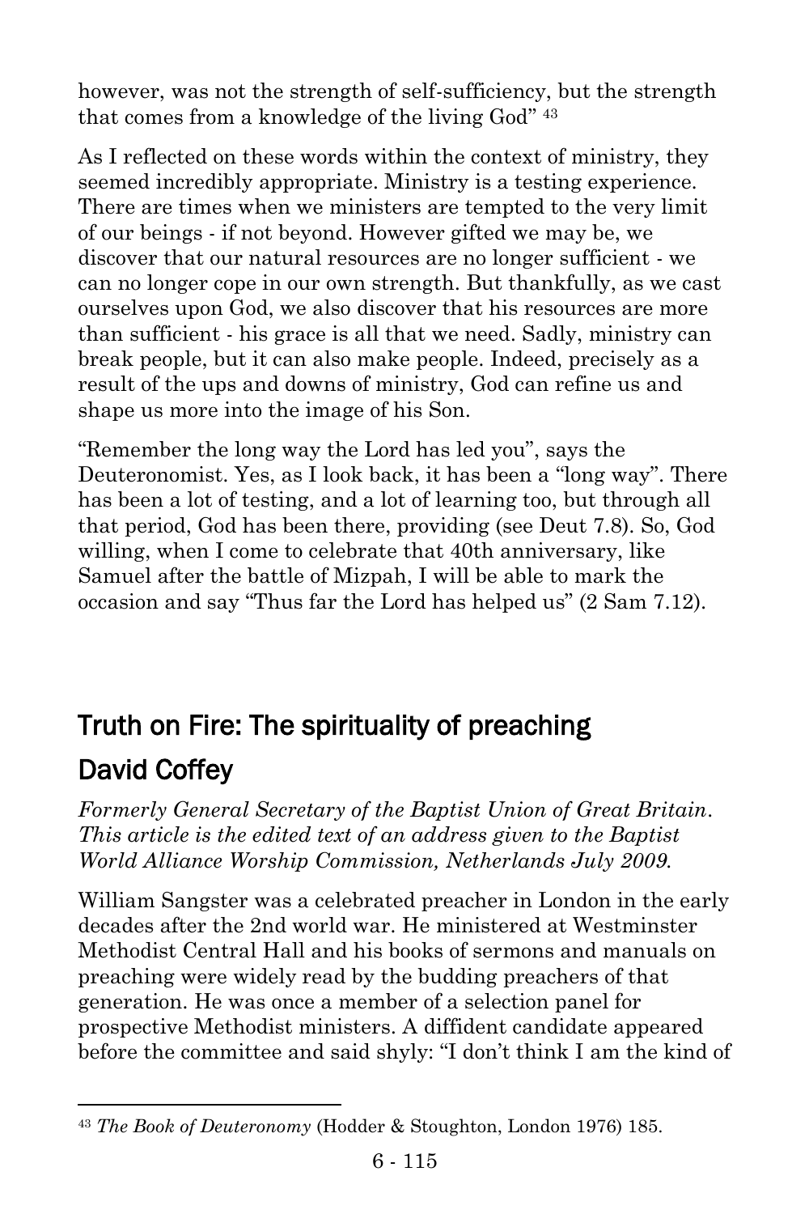however, was not the strength of self-sufficiency, but the strength that comes from a knowledge of the living God" [43]

As I reflected on these words within the context of ministry, they seemed incredibly appropriate. Ministry is a testing experience. There are times when we ministers are tempted to the very limit of our beings - if not beyond. However gifted we may be, we discover that our natural resources are no longer sufficient - we can no longer cope in our own strength. But thankfully, as we cast ourselves upon God, we also discover that his resources are more than sufficient - his grace is all that we need. Sadly, ministry can break people, but it can also make people. Indeed, precisely as a result of the ups and downs of ministry, God can refine us and shape us more into the image of his Son.

"Remember the long way the Lord has led you", says the Deuteronomist. Yes, as I look back, it has been a "long way". There has been a lot of testing, and a lot of learning too, but through all that period, God has been there, providing (see Deut 7.8). So, God willing, when I come to celebrate that 40th anniversary, like Samuel after the battle of Mizpah, I will be able to mark the occasion and say "Thus far the Lord has helped us" (2 Sam 7.12).

## Truth on Fire: The spirituality of preaching

## David Coffey

*Formerly General Secretary of the Baptist Union of Great Britain. This article is the edited text of an address given to the Baptist World Alliance Worship Commission, Netherlands July 2009.*

William Sangster was a celebrated preacher in London in the early decades after the 2nd world war. He ministered at Westminster Methodist Central Hall and his books of sermons and manuals on preaching were widely read by the budding preachers of that generation. He was once a member of a selection panel for prospective Methodist ministers. A diffident candidate appeared before the committee and said shyly: "I don't think I am the kind of

---

[43] *The Book of Deuteronomy* (Hodder & Stoughton, London 1976) 185.